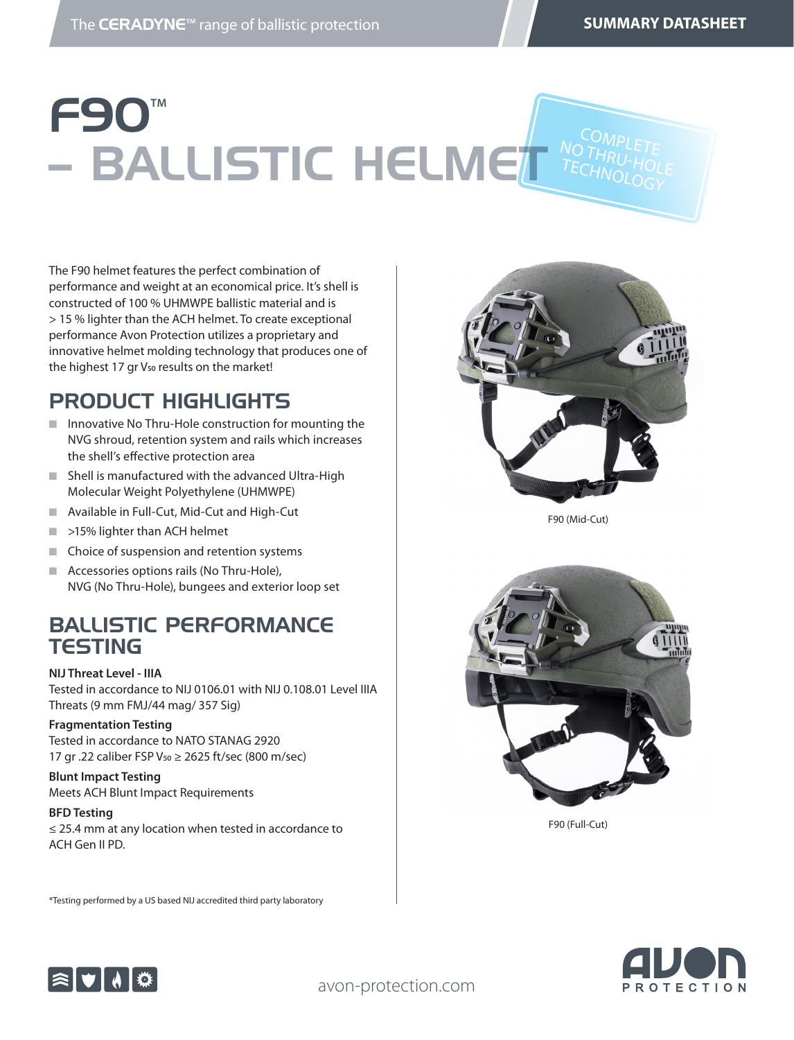# F90™ – BALLISTIC HELMET

COMPLETE NO THRU-HOLE TECHNOLOGY

The F90 helmet features the perfect combination of performance and weight at an economical price. It's shell is constructed of 100 % UHMWPE ballistic material and is > 15 % lighter than the ACH helmet. To create exceptional performance Avon Protection utilizes a proprietary and innovative helmet molding technology that produces one of the highest 17 gr $V_{50}$ results on the market!

## PRODUCT HIGHLIGHTS

- Innovative No Thru-Hole construction for mounting the NVG shroud, retention system and rails which increases the shell's effective protection area
- Shell is manufactured with the advanced Ultra-High Molecular Weight Polyethylene (UHMWPE)
- Available in Full-Cut, Mid-Cut and High-Cut
- >15% lighter than ACH helmet
- Choice of suspension and retention systems
- Accessories options rails (No Thru-Hole), NVG (No Thru-Hole), bungees and exterior loop set

## BALLISTIC PERFORMANCE TESTING

**NIJ Threat Level - IIIA**
Tested in accordance to NIJ 0106.01 with NIJ 0.108.01 Level IIIA Threats (9 mm FMJ/44 mag/ 357 Sig)

**Fragmentation Testing**
Tested in accordance to NATO STANAG 2920
17 gr .22 caliber FSP $V_{50} \geq$ 2625 ft/sec (800 m/sec)

**Blunt Impact Testing**
Meets ACH Blunt Impact Requirements

**BFD Testing**
≤ 25.4 mm at any location when tested in accordance to ACH Gen II PD.

*Testing performed by a US based NIJ accredited third party laboratory

F90 (Mid-Cut)

F90 (Full-Cut)

avon-protection.com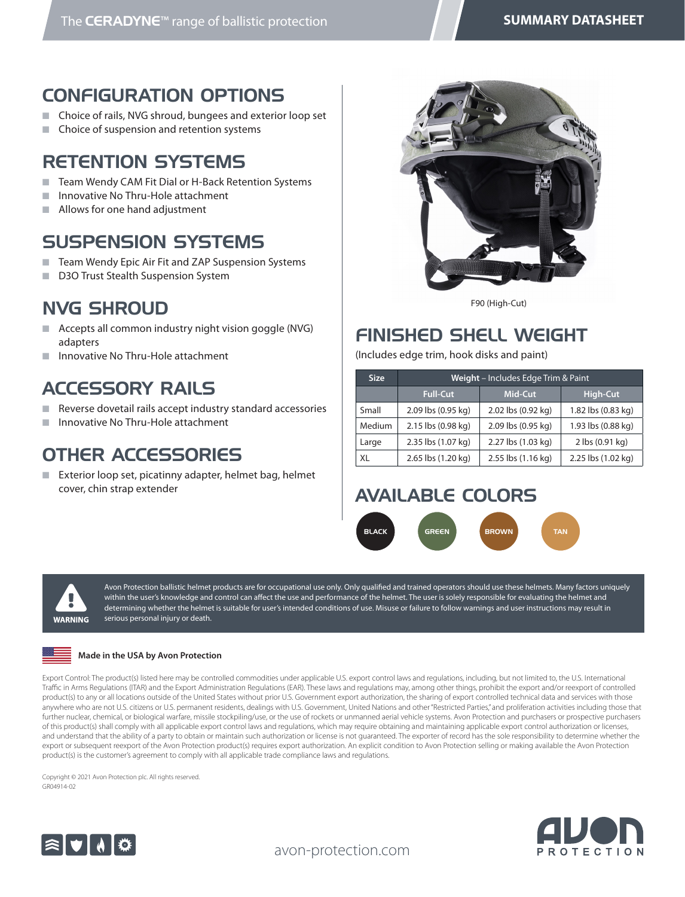## CONFIGURATION OPTIONS

- Choice of rails, NVG shroud, bungees and exterior loop set
- Choice of suspension and retention systems

## RETENTION SYSTEMS

- Team Wendy CAM Fit Dial or H-Back Retention Systems
- Innovative No Thru-Hole attachment
- Allows for one hand adjustment

## SUSPENSION SYSTEMS

- Team Wendy Epic Air Fit and ZAP Suspension Systems
- D3O Trust Stealth Suspension System

## NVG SHROUD

- Accepts all common industry night vision goggle (NVG) adapters
- Innovative No Thru-Hole attachment

## ACCESSORY RAILS

- Reverse dovetail rails accept industry standard accessories
- Innovative No Thru-Hole attachment

## OTHER ACCESSORIES

- Exterior loop set, picatinny adapter, helmet bag, helmet cover, chin strap extender

F90 (High-Cut)

## FINISHED SHELL WEIGHT

(Includes edge trim, hook disks and paint)

| Size | Weight – Includes Edge Trim & Paint | | |
|---|---|---|---|
| | Full-Cut | Mid-Cut | High-Cut |
| Small | 2.09 lbs (0.95 kg) | 2.02 lbs (0.92 kg) | 1.82 lbs (0.83 kg) |
| Medium | 2.15 lbs (0.98 kg) | 2.09 lbs (0.95 kg) | 1.93 lbs (0.88 kg) |
| Large | 2.35 lbs (1.07 kg) | 2.27 lbs (1.03 kg) | 2 lbs (0.91 kg) |
| XL | 2.65 lbs (1.20 kg) | 2.55 lbs (1.16 kg) | 2.25 lbs (1.02 kg) |

## AVAILABLE COLORS

BLACK · GREEN · BROWN · TAN

**WARNING**

Avon Protection ballistic helmet products are for occupational use only. Only qualified and trained operators should use these helmets. Many factors uniquely within the user's knowledge and control can affect the use and performance of the helmet. The user is solely responsible for evaluating the helmet and determining whether the helmet is suitable for user's intended conditions of use. Misuse or failure to follow warnings and user instructions may result in serious personal injury or death.

**Made in the USA by Avon Protection**

Export Control: The product(s) listed here may be controlled commodities under applicable U.S. export control laws and regulations, including, but not limited to, the U.S. International Traffic in Arms Regulations (ITAR) and the Export Administration Regulations (EAR). These laws and regulations may, among other things, prohibit the export and/or reexport of controlled product(s) to any or all locations outside of the United States without prior U.S. Government export authorization, the sharing of export controlled technical data and services with those anywhere who are not U.S. citizens or U.S. permanent residents, dealings with U.S. Government, United Nations and other "Restricted Parties," and proliferation activities including those that further nuclear, chemical, or biological warfare, missile stockpiling/use, or the use of rockets or unmanned aerial vehicle systems. Avon Protection and purchasers or prospective purchasers of this product(s) shall comply with all applicable export control laws and regulations, which may require obtaining and maintaining applicable export control authorization or licenses, and understand that the ability of a party to obtain or maintain such authorization or license is not guaranteed. The exporter of record has the sole responsibility to determine whether the export or subsequent reexport of the Avon Protection product(s) requires export authorization. An explicit condition to Avon Protection selling or making available the Avon Protection product(s) is the customer's agreement to comply with all applicable trade compliance laws and regulations.

Copyright © 2021 Avon Protection plc. All rights reserved.
GR04914-02

avon-protection.com